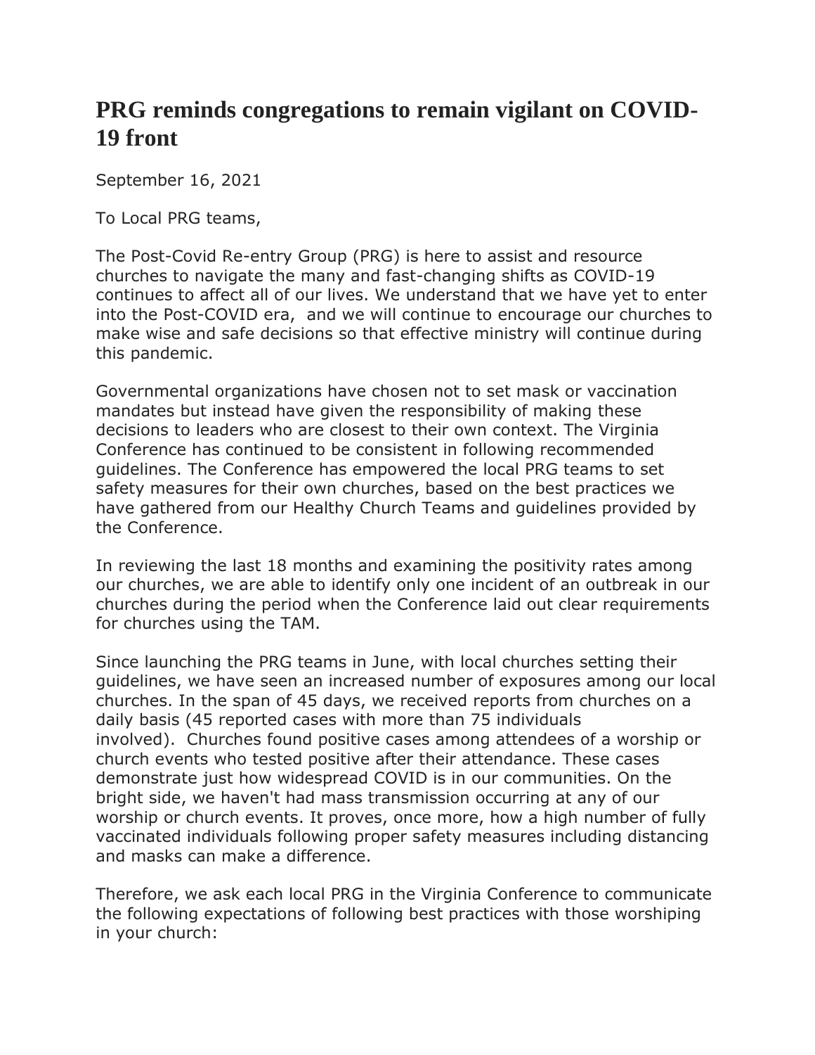# PRG reminds congregations to remain vigilant on COVID-19 front

September 16, 2021

To Local PRG teams,

The Post-Covid Re-entry Group (PRG) is here to assist and resource churches to navigate the many and fast-changing shifts as COVID-19 continues to affect all of our lives. We understand that we have yet to enter into the Post-COVID era, and we will continue to encourage our churches to make wise and safe decisions so that effective ministry will continue during this pandemic.

Governmental organizations have chosen not to set mask or vaccination mandates but instead have given the responsibility of making these decisions to leaders who are closest to their own context. The Virginia Conference has continued to be consistent in following recommended guidelines. The Conference has empowered the local PRG teams to set safety measures for their own churches, based on the best practices we have gathered from our Healthy Church Teams and guidelines provided by the Conference.

In reviewing the last 18 months and examining the positivity rates among our churches, we are able to identify only one incident of an outbreak in our churches during the period when the Conference laid out clear requirements for churches using the TAM.

Since launching the PRG teams in June, with local churches setting their guidelines, we have seen an increased number of exposures among our local churches. In the span of 45 days, we received reports from churches on a daily basis (45 reported cases with more than 75 individuals involved). Churches found positive cases among attendees of a worship or church events who tested positive after their attendance. These cases demonstrate just how widespread COVID is in our communities. On the bright side, we haven't had mass transmission occurring at any of our worship or church events. It proves, once more, how a high number of fully vaccinated individuals following proper safety measures including distancing and masks can make a difference.

Therefore, we ask each local PRG in the Virginia Conference to communicate the following expectations of following best practices with those worshiping in your church: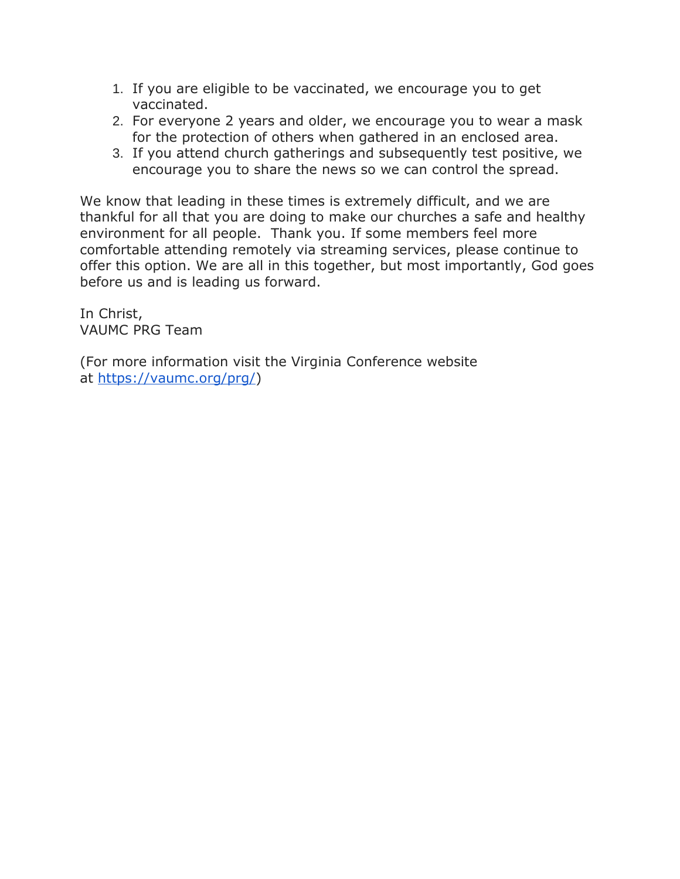1. If you are eligible to be vaccinated, we encourage you to get vaccinated.
2. For everyone 2 years and older, we encourage you to wear a mask for the protection of others when gathered in an enclosed area.
3. If you attend church gatherings and subsequently test positive, we encourage you to share the news so we can control the spread.

We know that leading in these times is extremely difficult, and we are thankful for all that you are doing to make our churches a safe and healthy environment for all people.  Thank you. If some members feel more comfortable attending remotely via streaming services, please continue to offer this option. We are all in this together, but most importantly, God goes before us and is leading us forward.

In Christ,
VAUMC PRG Team

(For more information visit the Virginia Conference website at [https://vaumc.org/prg/](https://vaumc.org/prg/))